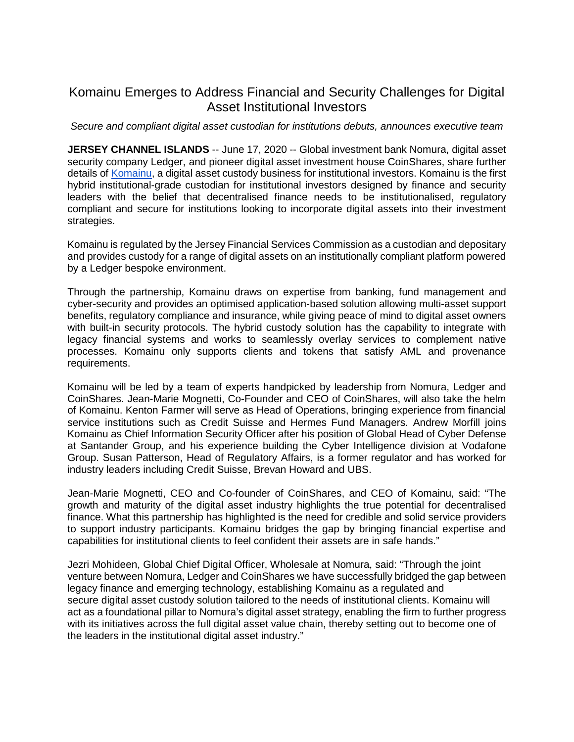# Komainu Emerges to Address Financial and Security Challenges for Digital Asset Institutional Investors

*Secure and compliant digital asset custodian for institutions debuts, announces executive team*

**JERSEY CHANNEL ISLANDS** -- June 17, 2020 -- Global investment bank Nomura, digital asset security company Ledger, and pioneer digital asset investment house CoinShares, share further details of Komainu, a digital asset custody business for institutional investors. Komainu is the first hybrid institutional-grade custodian for institutional investors designed by finance and security leaders with the belief that decentralised finance needs to be institutionalised, regulatory compliant and secure for institutions looking to incorporate digital assets into their investment strategies.

Komainu is regulated by the Jersey Financial Services Commission as a custodian and depositary and provides custody for a range of digital assets on an institutionally compliant platform powered by a Ledger bespoke environment.

Through the partnership, Komainu draws on expertise from banking, fund management and cyber-security and provides an optimised application-based solution allowing multi-asset support benefits, regulatory compliance and insurance, while giving peace of mind to digital asset owners with built-in security protocols. The hybrid custody solution has the capability to integrate with legacy financial systems and works to seamlessly overlay services to complement native processes. Komainu only supports clients and tokens that satisfy AML and provenance requirements.

Komainu will be led by a team of experts handpicked by leadership from Nomura, Ledger and CoinShares. Jean-Marie Mognetti, Co-Founder and CEO of CoinShares, will also take the helm of Komainu. Kenton Farmer will serve as Head of Operations, bringing experience from financial service institutions such as Credit Suisse and Hermes Fund Managers. Andrew Morfill joins Komainu as Chief Information Security Officer after his position of Global Head of Cyber Defense at Santander Group, and his experience building the Cyber Intelligence division at Vodafone Group. Susan Patterson, Head of Regulatory Affairs, is a former regulator and has worked for industry leaders including Credit Suisse, Brevan Howard and UBS.

Jean-Marie Mognetti, CEO and Co-founder of CoinShares, and CEO of Komainu, said: "The growth and maturity of the digital asset industry highlights the true potential for decentralised finance. What this partnership has highlighted is the need for credible and solid service providers to support industry participants. Komainu bridges the gap by bringing financial expertise and capabilities for institutional clients to feel confident their assets are in safe hands."

Jezri Mohideen, Global Chief Digital Officer, Wholesale at Nomura, said: "Through the joint venture between Nomura, Ledger and CoinShares we have successfully bridged the gap between legacy finance and emerging technology, establishing Komainu as a regulated and secure digital asset custody solution tailored to the needs of institutional clients. Komainu will act as a foundational pillar to Nomura's digital asset strategy, enabling the firm to further progress with its initiatives across the full digital asset value chain, thereby setting out to become one of the leaders in the institutional digital asset industry."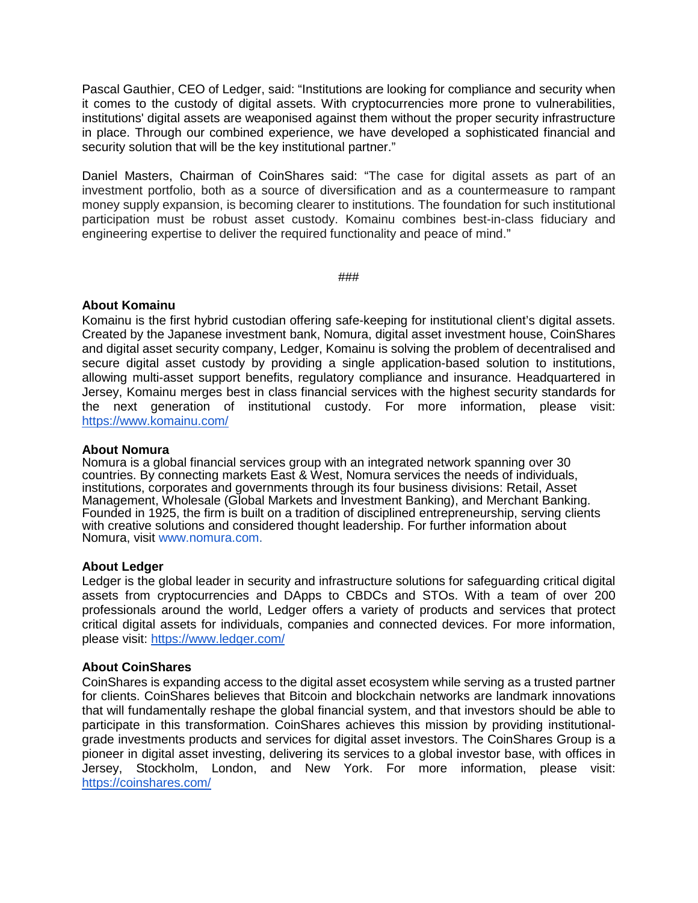Pascal Gauthier, CEO of Ledger, said: "Institutions are looking for compliance and security when it comes to the custody of digital assets. With cryptocurrencies more prone to vulnerabilities, institutions' digital assets are weaponised against them without the proper security infrastructure in place. Through our combined experience, we have developed a sophisticated financial and security solution that will be the key institutional partner."

Daniel Masters, Chairman of CoinShares said: "The case for digital assets as part of an investment portfolio, both as a source of diversification and as a countermeasure to rampant money supply expansion, is becoming clearer to institutions. The foundation for such institutional participation must be robust asset custody. Komainu combines best-in-class fiduciary and engineering expertise to deliver the required functionality and peace of mind."

###

**About Komainu**

Komainu is the first hybrid custodian offering safe-keeping for institutional client's digital assets. Created by the Japanese investment bank, Nomura, digital asset investment house, CoinShares and digital asset security company, Ledger, Komainu is solving the problem of decentralised and secure digital asset custody by providing a single application-based solution to institutions, allowing multi-asset support benefits, regulatory compliance and insurance. Headquartered in Jersey, Komainu merges best in class financial services with the highest security standards for the next generation of institutional custody. For more information, please visit: https://www.komainu.com/

**About Nomura**

Nomura is a global financial services group with an integrated network spanning over 30 countries. By connecting markets East & West, Nomura services the needs of individuals, institutions, corporates and governments through its four business divisions: Retail, Asset Management, Wholesale (Global Markets and Investment Banking), and Merchant Banking. Founded in 1925, the firm is built on a tradition of disciplined entrepreneurship, serving clients with creative solutions and considered thought leadership. For further information about Nomura, visit www.nomura.com.

**About Ledger**

Ledger is the global leader in security and infrastructure solutions for safeguarding critical digital assets from cryptocurrencies and DApps to CBDCs and STOs. With a team of over 200 professionals around the world, Ledger offers a variety of products and services that protect critical digital assets for individuals, companies and connected devices. For more information, please visit: https://www.ledger.com/

**About CoinShares**

CoinShares is expanding access to the digital asset ecosystem while serving as a trusted partner for clients. CoinShares believes that Bitcoin and blockchain networks are landmark innovations that will fundamentally reshape the global financial system, and that investors should be able to participate in this transformation. CoinShares achieves this mission by providing institutional-grade investments products and services for digital asset investors. The CoinShares Group is a pioneer in digital asset investing, delivering its services to a global investor base, with offices in Jersey, Stockholm, London, and New York. For more information, please visit: https://coinshares.com/